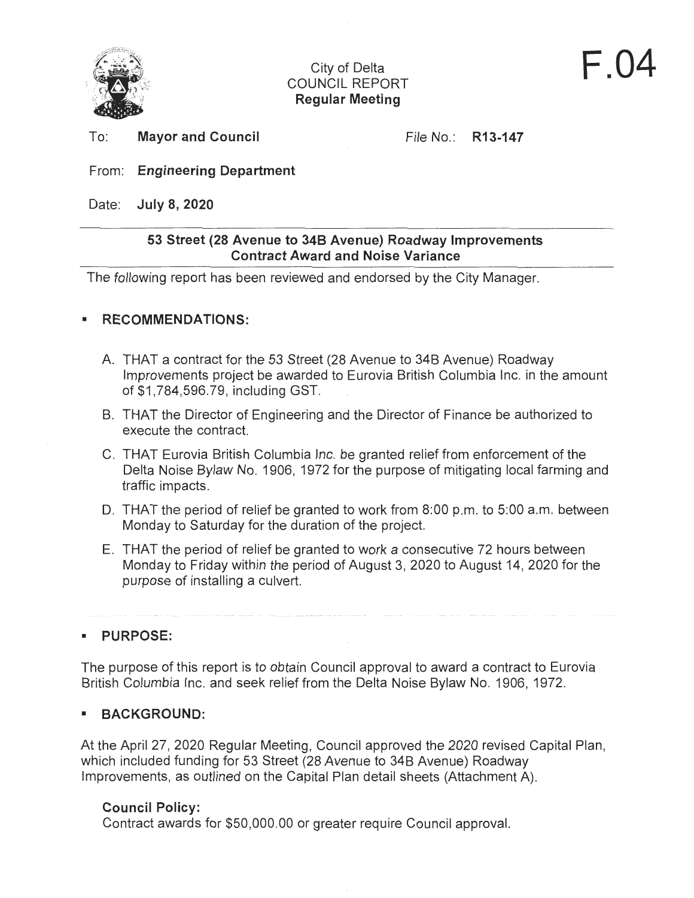City of Delta
COUNCIL REPORT
**Regular Meeting**

**F.04**

To: **Mayor and Council** File No.: **R13-147**

From: **Engineering Department**

Date: **July 8, 2020**

## 53 Street (28 Avenue to 34B Avenue) Roadway Improvements Contract Award and Noise Variance

The following report has been reviewed and endorsed by the City Manager.

## ▪ RECOMMENDATIONS:

A. THAT a contract for the 53 Street (28 Avenue to 34B Avenue) Roadway Improvements project be awarded to Eurovia British Columbia Inc. in the amount of $1,784,596.79, including GST.

B. THAT the Director of Engineering and the Director of Finance be authorized to execute the contract.

C. THAT Eurovia British Columbia Inc. be granted relief from enforcement of the Delta Noise Bylaw No. 1906, 1972 for the purpose of mitigating local farming and traffic impacts.

D. THAT the period of relief be granted to work from 8:00 p.m. to 5:00 a.m. between Monday to Saturday for the duration of the project.

E. THAT the period of relief be granted to work a consecutive 72 hours between Monday to Friday within the period of August 3, 2020 to August 14, 2020 for the purpose of installing a culvert.

## ▪ PURPOSE:

The purpose of this report is to obtain Council approval to award a contract to Eurovia British Columbia Inc. and seek relief from the Delta Noise Bylaw No. 1906, 1972.

## ▪ BACKGROUND:

At the April 27, 2020 Regular Meeting, Council approved the 2020 revised Capital Plan, which included funding for 53 Street (28 Avenue to 34B Avenue) Roadway Improvements, as outlined on the Capital Plan detail sheets (Attachment A).

### Council Policy:

Contract awards for $50,000.00 or greater require Council approval.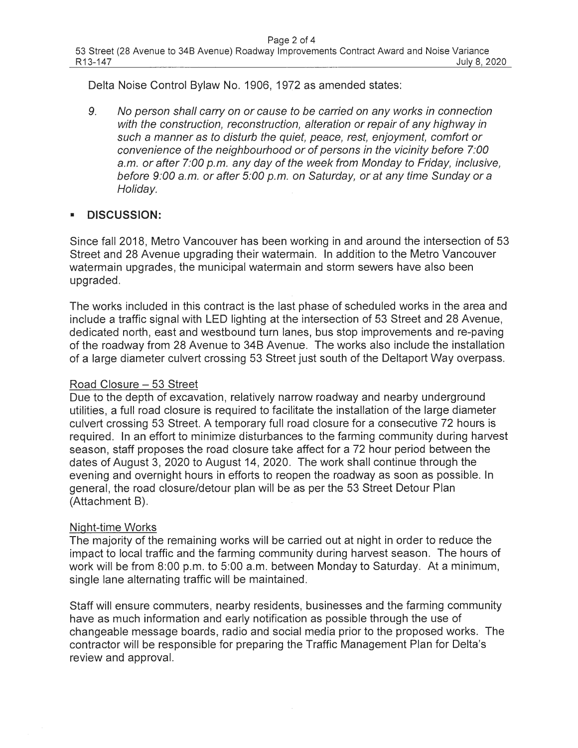Delta Noise Control Bylaw No. 1906, 1972 as amended states:

> 9. *No person shall carry on or cause to be carried on any works in connection with the construction, reconstruction, alteration or repair of any highway in such a manner as to disturb the quiet, peace, rest, enjoyment, comfort or convenience of the neighbourhood or of persons in the vicinity before 7:00 a.m. or after 7:00 p.m. any day of the week from Monday to Friday, inclusive, before 9:00 a.m. or after 5:00 p.m. on Saturday, or at any time Sunday or a Holiday.*

- **DISCUSSION:**

Since fall 2018, Metro Vancouver has been working in and around the intersection of 53 Street and 28 Avenue upgrading their watermain. In addition to the Metro Vancouver watermain upgrades, the municipal watermain and storm sewers have also been upgraded.

The works included in this contract is the last phase of scheduled works in the area and include a traffic signal with LED lighting at the intersection of 53 Street and 28 Avenue, dedicated north, east and westbound turn lanes, bus stop improvements and re-paving of the roadway from 28 Avenue to 34B Avenue. The works also include the installation of a large diameter culvert crossing 53 Street just south of the Deltaport Way overpass.

Road Closure – 53 Street

Due to the depth of excavation, relatively narrow roadway and nearby underground utilities, a full road closure is required to facilitate the installation of the large diameter culvert crossing 53 Street. A temporary full road closure for a consecutive 72 hours is required. In an effort to minimize disturbances to the farming community during harvest season, staff proposes the road closure take affect for a 72 hour period between the dates of August 3, 2020 to August 14, 2020. The work shall continue through the evening and overnight hours in efforts to reopen the roadway as soon as possible. In general, the road closure/detour plan will be as per the 53 Street Detour Plan (Attachment B).

Night-time Works

The majority of the remaining works will be carried out at night in order to reduce the impact to local traffic and the farming community during harvest season. The hours of work will be from 8:00 p.m. to 5:00 a.m. between Monday to Saturday. At a minimum, single lane alternating traffic will be maintained.

Staff will ensure commuters, nearby residents, businesses and the farming community have as much information and early notification as possible through the use of changeable message boards, radio and social media prior to the proposed works. The contractor will be responsible for preparing the Traffic Management Plan for Delta's review and approval.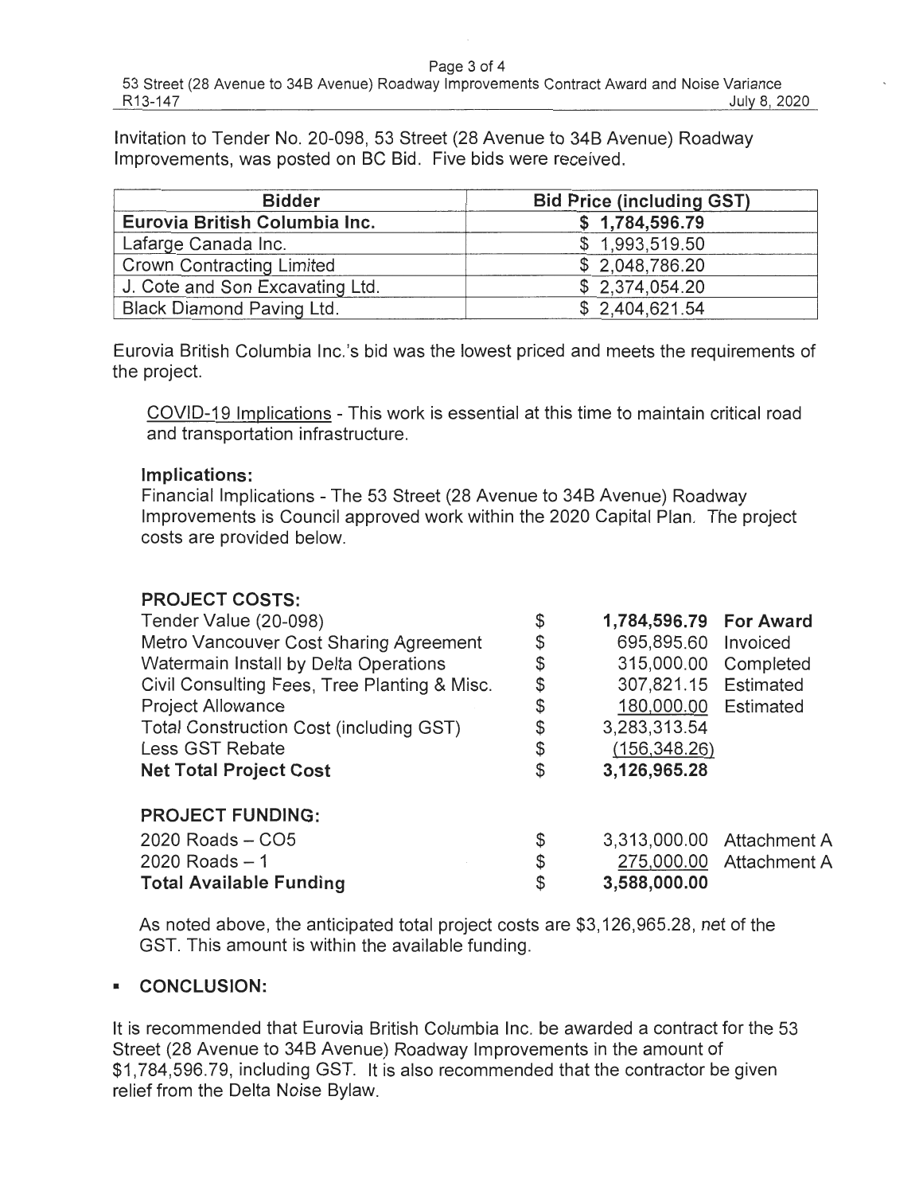Invitation to Tender No. 20-098, 53 Street (28 Avenue to 34B Avenue) Roadway Improvements, was posted on BC Bid. Five bids were received.

| Bidder | Bid Price (including GST) |
|---|---|
| **Eurovia British Columbia Inc.** | **$ 1,784,596.79** |
| Lafarge Canada Inc. | $ 1,993,519.50 |
| Crown Contracting Limited | $ 2,048,786.20 |
| J. Cote and Son Excavating Ltd. | $ 2,374,054.20 |
| Black Diamond Paving Ltd. | $ 2,404,621.54 |

Eurovia British Columbia Inc.'s bid was the lowest priced and meets the requirements of the project.

COVID-19 Implications - This work is essential at this time to maintain critical road and transportation infrastructure.

**Implications:**

Financial Implications - The 53 Street (28 Avenue to 34B Avenue) Roadway Improvements is Council approved work within the 2020 Capital Plan. The project costs are provided below.

| **PROJECT COSTS:** | | | |
|---|---|---|---|
| Tender Value (20-098) | $ | **1,784,596.79** | **For Award** |
| Metro Vancouver Cost Sharing Agreement | $ | 695,895.60 | Invoiced |
| Watermain Install by Delta Operations | $ | 315,000.00 | Completed |
| Civil Consulting Fees, Tree Planting & Misc. | $ | 307,821.15 | Estimated |
| Project Allowance | $ | 180,000.00 | Estimated |
| Total Construction Cost (including GST) | $ | 3,283,313.54 | |
| Less GST Rebate | $ | (156,348.26) | |
| **Net Total Project Cost** | $ | **3,126,965.28** | |
| | | | |
| **PROJECT FUNDING:** | | | |
| 2020 Roads – CO5 | $ | 3,313,000.00 | Attachment A |
| 2020 Roads – 1 | $ | 275,000.00 | Attachment A |
| **Total Available Funding** | $ | **3,588,000.00** | |

As noted above, the anticipated total project costs are $3,126,965.28, net of the GST. This amount is within the available funding.

- **CONCLUSION:**

It is recommended that Eurovia British Columbia Inc. be awarded a contract for the 53 Street (28 Avenue to 34B Avenue) Roadway Improvements in the amount of $1,784,596.79, including GST. It is also recommended that the contractor be given relief from the Delta Noise Bylaw.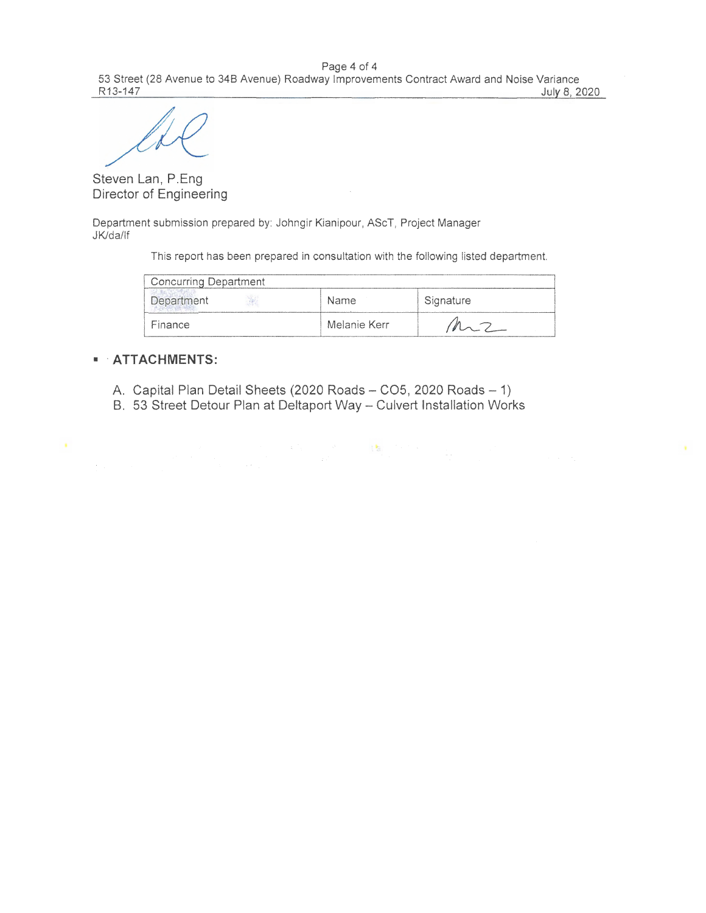Steven Lan, P.Eng
Director of Engineering

Department submission prepared by: Johngir Kianipour, AScT, Project Manager
JK/da/lf

This report has been prepared in consultation with the following listed department.

| Concurring Department | | |
|---|---|---|
| Department | Name | Signature |
| Finance | Melanie Kerr | |

- **ATTACHMENTS:**

  A. Capital Plan Detail Sheets (2020 Roads – CO5, 2020 Roads – 1)
  B. 53 Street Detour Plan at Deltaport Way – Culvert Installation Works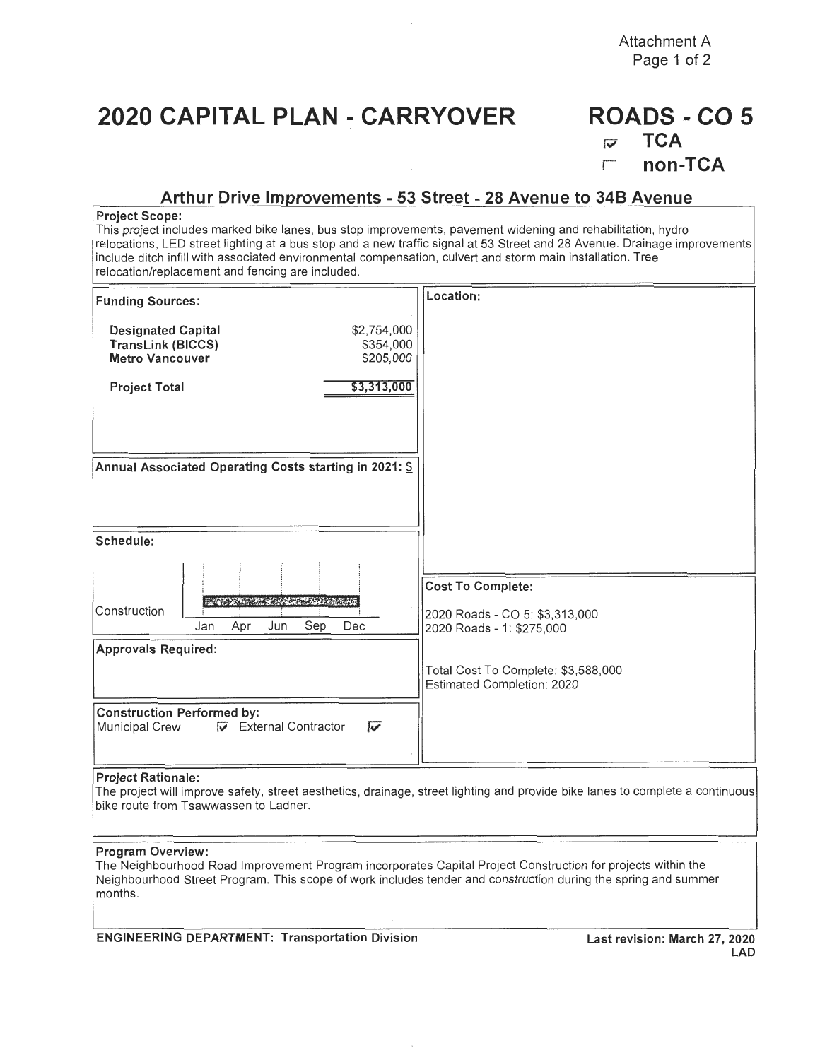Attachment A

# 2020 CAPITAL PLAN - CARRYOVER

# ROADS - CO 5

☑ TCA

☐ non-TCA

## Arthur Drive Improvements - 53 Street - 28 Avenue to 34B Avenue

**Project Scope:**
This project includes marked bike lanes, bus stop improvements, pavement widening and rehabilitation, hydro relocations, LED street lighting at a bus stop and a new traffic signal at 53 Street and 28 Avenue. Drainage improvements include ditch infill with associated environmental compensation, culvert and storm main installation. Tree relocation/replacement and fencing are included.

**Funding Sources:**

| | |
|---|---|
| **Designated Capital** | $2,754,000 |
| **TransLink (BICCS)** | $354,000 |
| **Metro Vancouver** | $205,000 |
| **Project Total** | $3,313,000 |

**Location:**

**Annual Associated Operating Costs starting in 2021:** $

**Schedule:**

Construction: Jan – Dec

**Cost To Complete:**

2020 Roads - CO 5: $3,313,000
2020 Roads - 1: $275,000

Total Cost To Complete: $3,588,000
Estimated Completion: 2020

**Approvals Required:**

**Construction Performed by:**
Municipal Crew ☑ External Contractor ☑

**Project Rationale:**
The project will improve safety, street aesthetics, drainage, street lighting and provide bike lanes to complete a continuous bike route from Tsawwassen to Ladner.

**Program Overview:**
The Neighbourhood Road Improvement Program incorporates Capital Project Construction for projects within the Neighbourhood Street Program. This scope of work includes tender and construction during the spring and summer months.

**ENGINEERING DEPARTMENT: Transportation Division**

**Last revision: March 27, 2020**
**LAD**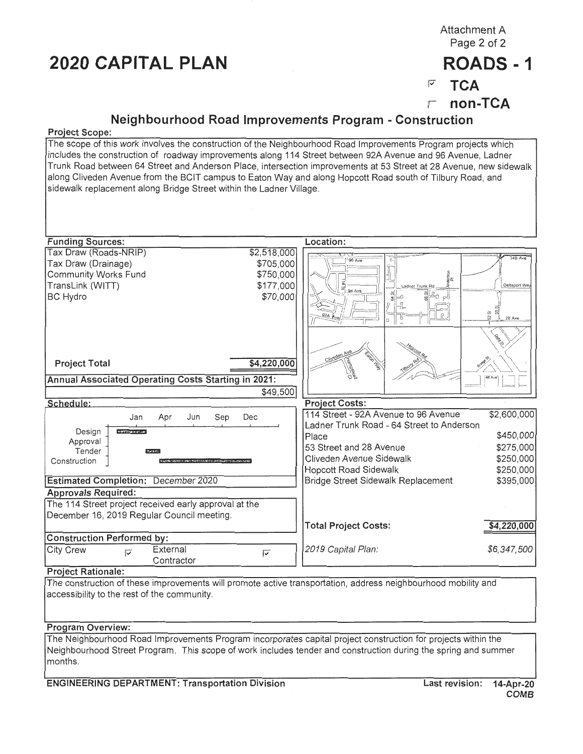Attachment A

# 2020 CAPITAL PLAN

# ROADS - 1

☑ TCA
☐ non-TCA

## Neighbourhood Road Improvements Program - Construction

**Project Scope:**

The scope of this work involves the construction of the Neighbourhood Road Improvements Program projects which includes the construction of roadway improvements along 114 Street between 92A Avenue and 96 Avenue, Ladner Trunk Road between 64 Street and Anderson Place, intersection improvements at 53 Street at 28 Avenue, new sidewalk along Cliveden Avenue from the BCIT campus to Eaton Way and along Hopcott Road south of Tilbury Road, and sidewalk replacement along Bridge Street within the Ladner Village.

**Funding Sources:**

| Source | Amount |
|---|---|
| Tax Draw (Roads-NRIP) | $2,518,000 |
| Tax Draw (Drainage) | $705,000 |
| Community Works Fund | $750,000 |
| TransLink (WITT) | $177,000 |
| BC Hydro | $70,000 |
| **Project Total** | **$4,220,000** |

**Annual Associated Operating Costs Starting in 2021:** $49,500

**Location:**

**Schedule:**

| | Jan | Apr | Jun | Sep | Dec |
|---|---|---|---|---|---|
| Design | ■ | | | | |
| Approval | | | | | |
| Tender | | ■ | | | |
| Construction | | ■ | ■ | ■ | ■ |

**Estimated Completion:** December 2020

**Approvals Required:**

The 114 Street project received early approval at the December 16, 2019 Regular Council meeting.

**Construction Performed by:**

City Crew ☑ External Contractor ☑

**Project Costs:**

| Project | Cost |
|---|---|
| 114 Street - 92A Avenue to 96 Avenue | $2,600,000 |
| Ladner Trunk Road - 64 Street to Anderson Place | $450,000 |
| 53 Street and 28 Avenue | $275,000 |
| Cliveden Avenue Sidewalk | $250,000 |
| Hopcott Road Sidewalk | $250,000 |
| Bridge Street Sidewalk Replacement | $395,000 |
| **Total Project Costs:** | **$4,220,000** |
| *2019 Capital Plan:* | *$6,347,500* |

**Project Rationale:**

The construction of these improvements will promote active transportation, address neighbourhood mobility and accessibility to the rest of the community.

**Program Overview:**

The Neighbourhood Road Improvements Program incorporates capital project construction for projects within the Neighbourhood Street Program. This scope of work includes tender and construction during the spring and summer months.

**ENGINEERING DEPARTMENT: Transportation Division** Last revision: 14-Apr-20 COMB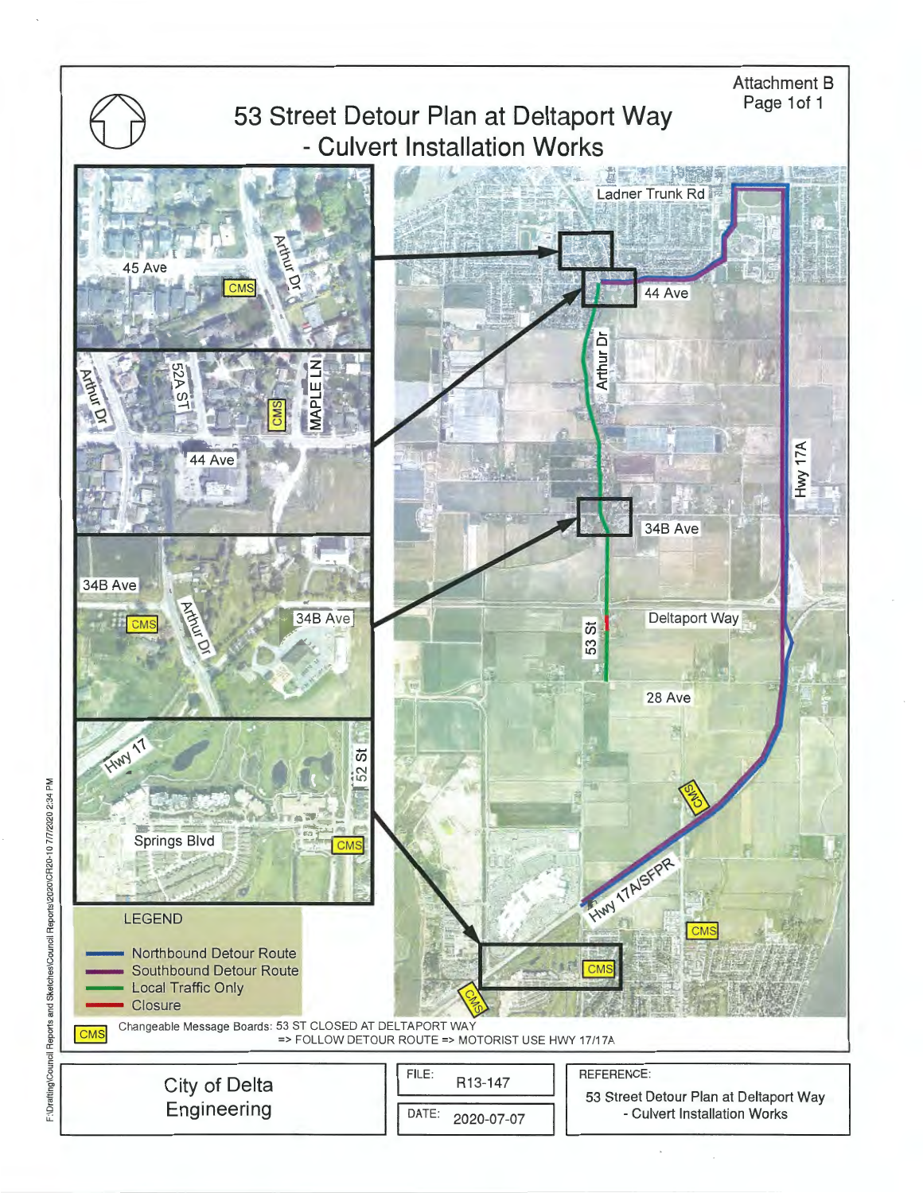Attachment B
Page 1of 1

# 53 Street Detour Plan at Deltaport Way - Culvert Installation Works

45 Ave

Arthur Dr

CMS

Arthur Dr

52A ST

CMS

MAPLE LN

44 Ave

34B Ave

CMS

Arthur Dr

34B Ave

Hwy 17

52 St

Springs Blvd

CMS

Ladner Trunk Rd

44 Ave

Arthur Dr

34B Ave

Hwy 17A

Deltaport Way

53 St

28 Ave

CMS

Hwy 17A/SFPR

CMS

CMS

CMS

LEGEND

Northbound Detour Route

Southbound Detour Route

Local Traffic Only

Closure

CMS Changeable Message Boards: 53 ST CLOSED AT DELTAPORT WAY
=> FOLLOW DETOUR ROUTE => MOTORIST USE HWY 17/17A

| | | |
|---|---|---|
| City of Delta Engineering | FILE: R13-147 | REFERENCE: 53 Street Detour Plan at Deltaport Way - Culvert Installation Works |
| | DATE: 2020-07-07 | |